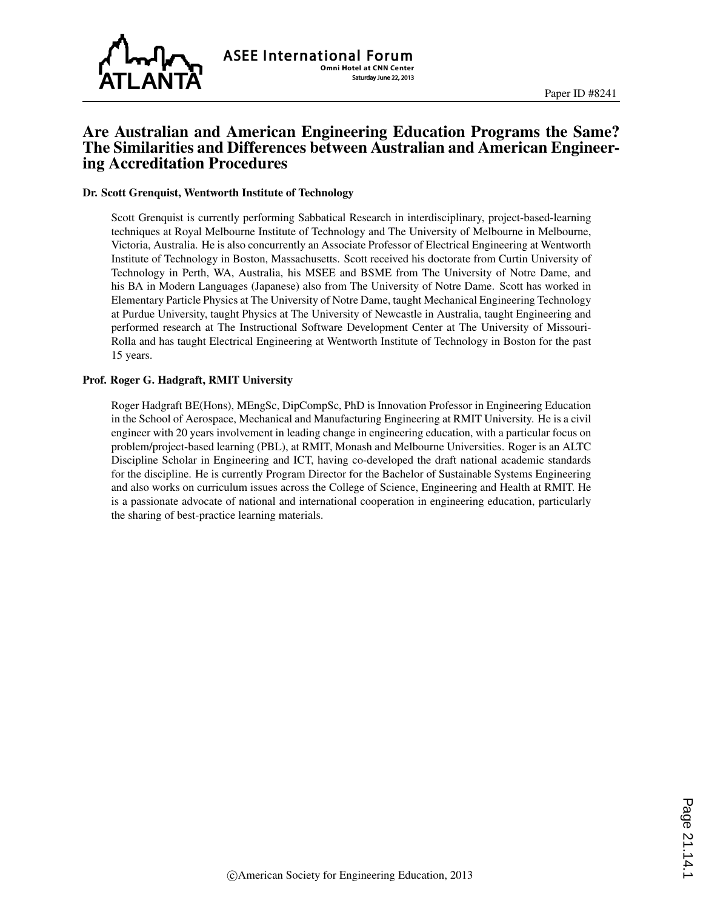Paper ID #8241

# Are Australian and American Engineering Education Programs the Same? The Similarities and Differences between Australian and American Engineering Accreditation Procedures

### Dr. Scott Grenquist, Wentworth Institute of Technology

Scott Grenquist is currently performing Sabbatical Research in interdisciplinary, project-based-learning techniques at Royal Melbourne Institute of Technology and The University of Melbourne in Melbourne, Victoria, Australia. He is also concurrently an Associate Professor of Electrical Engineering at Wentworth Institute of Technology in Boston, Massachusetts. Scott received his doctorate from Curtin University of Technology in Perth, WA, Australia, his MSEE and BSME from The University of Notre Dame, and his BA in Modern Languages (Japanese) also from The University of Notre Dame. Scott has worked in Elementary Particle Physics at The University of Notre Dame, taught Mechanical Engineering Technology at Purdue University, taught Physics at The University of Newcastle in Australia, taught Engineering and performed research at The Instructional Software Development Center at The University of Missouri-Rolla and has taught Electrical Engineering at Wentworth Institute of Technology in Boston for the past 15 years.

### Prof. Roger G. Hadgraft, RMIT University

Roger Hadgraft BE(Hons), MEngSc, DipCompSc, PhD is Innovation Professor in Engineering Education in the School of Aerospace, Mechanical and Manufacturing Engineering at RMIT University. He is a civil engineer with 20 years involvement in leading change in engineering education, with a particular focus on problem/project-based learning (PBL), at RMIT, Monash and Melbourne Universities. Roger is an ALTC Discipline Scholar in Engineering and ICT, having co-developed the draft national academic standards for the discipline. He is currently Program Director for the Bachelor of Sustainable Systems Engineering and also works on curriculum issues across the College of Science, Engineering and Health at RMIT. He is a passionate advocate of national and international cooperation in engineering education, particularly the sharing of best-practice learning materials.

©American Society for Engineering Education, 2013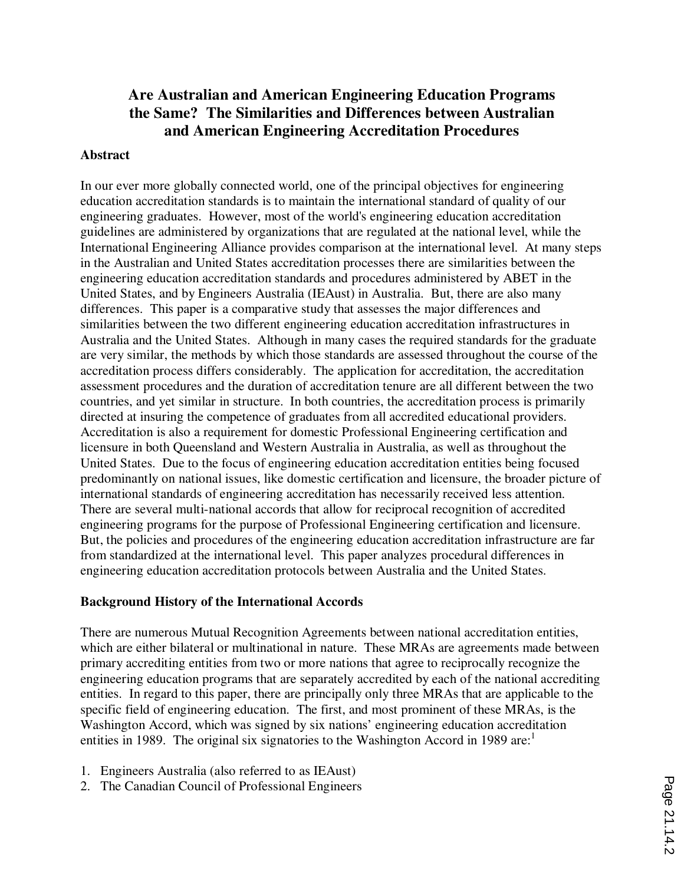# Are Australian and American Engineering Education Programs the Same? The Similarities and Differences between Australian and American Engineering Accreditation Procedures

## Abstract

In our ever more globally connected world, one of the principal objectives for engineering education accreditation standards is to maintain the international standard of quality of our engineering graduates. However, most of the world's engineering education accreditation guidelines are administered by organizations that are regulated at the national level, while the International Engineering Alliance provides comparison at the international level. At many steps in the Australian and United States accreditation processes there are similarities between the engineering education accreditation standards and procedures administered by ABET in the United States, and by Engineers Australia (IEAust) in Australia. But, there are also many differences. This paper is a comparative study that assesses the major differences and similarities between the two different engineering education accreditation infrastructures in Australia and the United States. Although in many cases the required standards for the graduate are very similar, the methods by which those standards are assessed throughout the course of the accreditation process differs considerably. The application for accreditation, the accreditation assessment procedures and the duration of accreditation tenure are all different between the two countries, and yet similar in structure. In both countries, the accreditation process is primarily directed at insuring the competence of graduates from all accredited educational providers. Accreditation is also a requirement for domestic Professional Engineering certification and licensure in both Queensland and Western Australia in Australia, as well as throughout the United States. Due to the focus of engineering education accreditation entities being focused predominantly on national issues, like domestic certification and licensure, the broader picture of international standards of engineering accreditation has necessarily received less attention. There are several multi-national accords that allow for reciprocal recognition of accredited engineering programs for the purpose of Professional Engineering certification and licensure. But, the policies and procedures of the engineering education accreditation infrastructure are far from standardized at the international level. This paper analyzes procedural differences in engineering education accreditation protocols between Australia and the United States.

## Background History of the International Accords

There are numerous Mutual Recognition Agreements between national accreditation entities, which are either bilateral or multinational in nature. These MRAs are agreements made between primary accrediting entities from two or more nations that agree to reciprocally recognize the engineering education programs that are separately accredited by each of the national accrediting entities. In regard to this paper, there are principally only three MRAs that are applicable to the specific field of engineering education. The first, and most prominent of these MRAs, is the Washington Accord, which was signed by six nations' engineering education accreditation entities in 1989. The original six signatories to the Washington Accord in 1989 are:[1]

1. Engineers Australia (also referred to as IEAust)
2. The Canadian Council of Professional Engineers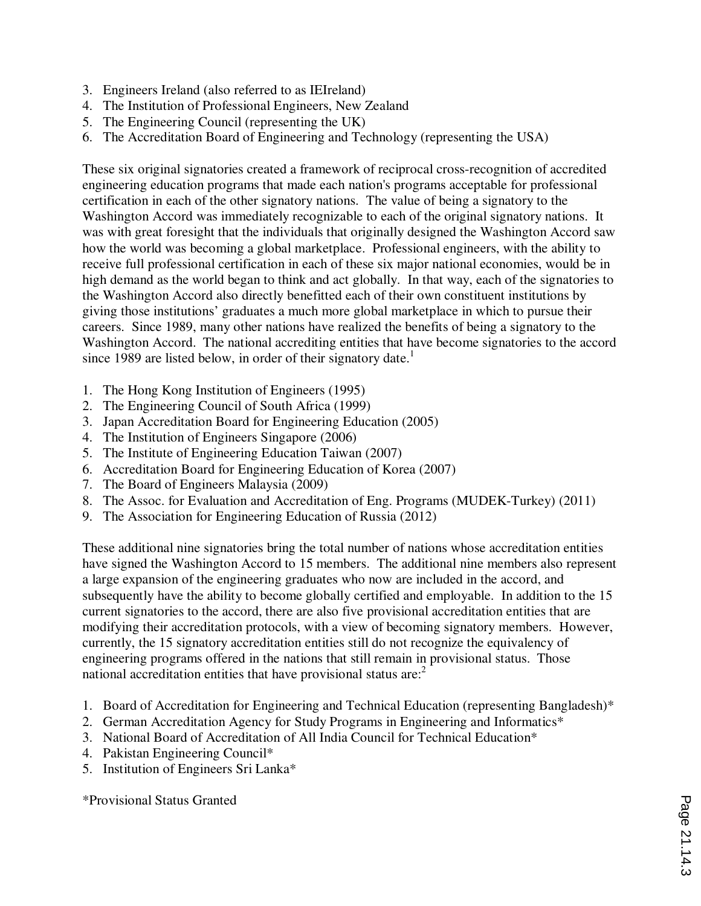3. Engineers Ireland (also referred to as IEIreland)
4. The Institution of Professional Engineers, New Zealand
5. The Engineering Council (representing the UK)
6. The Accreditation Board of Engineering and Technology (representing the USA)

These six original signatories created a framework of reciprocal cross-recognition of accredited engineering education programs that made each nation's programs acceptable for professional certification in each of the other signatory nations. The value of being a signatory to the Washington Accord was immediately recognizable to each of the original signatory nations. It was with great foresight that the individuals that originally designed the Washington Accord saw how the world was becoming a global marketplace. Professional engineers, with the ability to receive full professional certification in each of these six major national economies, would be in high demand as the world began to think and act globally. In that way, each of the signatories to the Washington Accord also directly benefitted each of their own constituent institutions by giving those institutions' graduates a much more global marketplace in which to pursue their careers. Since 1989, many other nations have realized the benefits of being a signatory to the Washington Accord. The national accrediting entities that have become signatories to the accord since 1989 are listed below, in order of their signatory date.[1]

1. The Hong Kong Institution of Engineers (1995)
2. The Engineering Council of South Africa (1999)
3. Japan Accreditation Board for Engineering Education (2005)
4. The Institution of Engineers Singapore (2006)
5. The Institute of Engineering Education Taiwan (2007)
6. Accreditation Board for Engineering Education of Korea (2007)
7. The Board of Engineers Malaysia (2009)
8. The Assoc. for Evaluation and Accreditation of Eng. Programs (MUDEK-Turkey) (2011)
9. The Association for Engineering Education of Russia (2012)

These additional nine signatories bring the total number of nations whose accreditation entities have signed the Washington Accord to 15 members. The additional nine members also represent a large expansion of the engineering graduates who now are included in the accord, and subsequently have the ability to become globally certified and employable. In addition to the 15 current signatories to the accord, there are also five provisional accreditation entities that are modifying their accreditation protocols, with a view of becoming signatory members. However, currently, the 15 signatory accreditation entities still do not recognize the equivalency of engineering programs offered in the nations that still remain in provisional status. Those national accreditation entities that have provisional status are:[2]

1. Board of Accreditation for Engineering and Technical Education (representing Bangladesh)*
2. German Accreditation Agency for Study Programs in Engineering and Informatics*
3. National Board of Accreditation of All India Council for Technical Education*
4. Pakistan Engineering Council*
5. Institution of Engineers Sri Lanka*

*Provisional Status Granted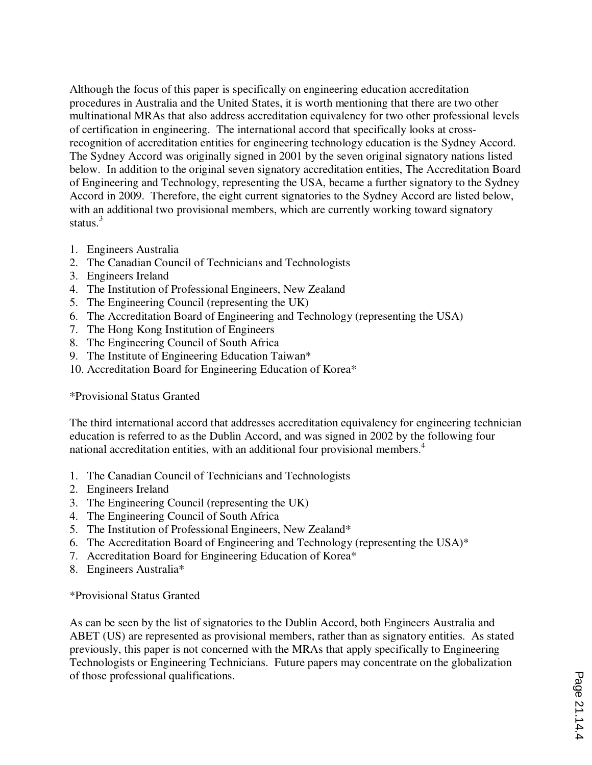Although the focus of this paper is specifically on engineering education accreditation procedures in Australia and the United States, it is worth mentioning that there are two other multinational MRAs that also address accreditation equivalency for two other professional levels of certification in engineering. The international accord that specifically looks at cross-recognition of accreditation entities for engineering technology education is the Sydney Accord. The Sydney Accord was originally signed in 2001 by the seven original signatory nations listed below. In addition to the original seven signatory accreditation entities, The Accreditation Board of Engineering and Technology, representing the USA, became a further signatory to the Sydney Accord in 2009. Therefore, the eight current signatories to the Sydney Accord are listed below, with an additional two provisional members, which are currently working toward signatory status.[3]

1. Engineers Australia
2. The Canadian Council of Technicians and Technologists
3. Engineers Ireland
4. The Institution of Professional Engineers, New Zealand
5. The Engineering Council (representing the UK)
6. The Accreditation Board of Engineering and Technology (representing the USA)
7. The Hong Kong Institution of Engineers
8. The Engineering Council of South Africa
9. The Institute of Engineering Education Taiwan*
10. Accreditation Board for Engineering Education of Korea*

*Provisional Status Granted

The third international accord that addresses accreditation equivalency for engineering technician education is referred to as the Dublin Accord, and was signed in 2002 by the following four national accreditation entities, with an additional four provisional members.[4]

1. The Canadian Council of Technicians and Technologists
2. Engineers Ireland
3. The Engineering Council (representing the UK)
4. The Engineering Council of South Africa
5. The Institution of Professional Engineers, New Zealand*
6. The Accreditation Board of Engineering and Technology (representing the USA)*
7. Accreditation Board for Engineering Education of Korea*
8. Engineers Australia*

*Provisional Status Granted

As can be seen by the list of signatories to the Dublin Accord, both Engineers Australia and ABET (US) are represented as provisional members, rather than as signatory entities. As stated previously, this paper is not concerned with the MRAs that apply specifically to Engineering Technologists or Engineering Technicians. Future papers may concentrate on the globalization of those professional qualifications.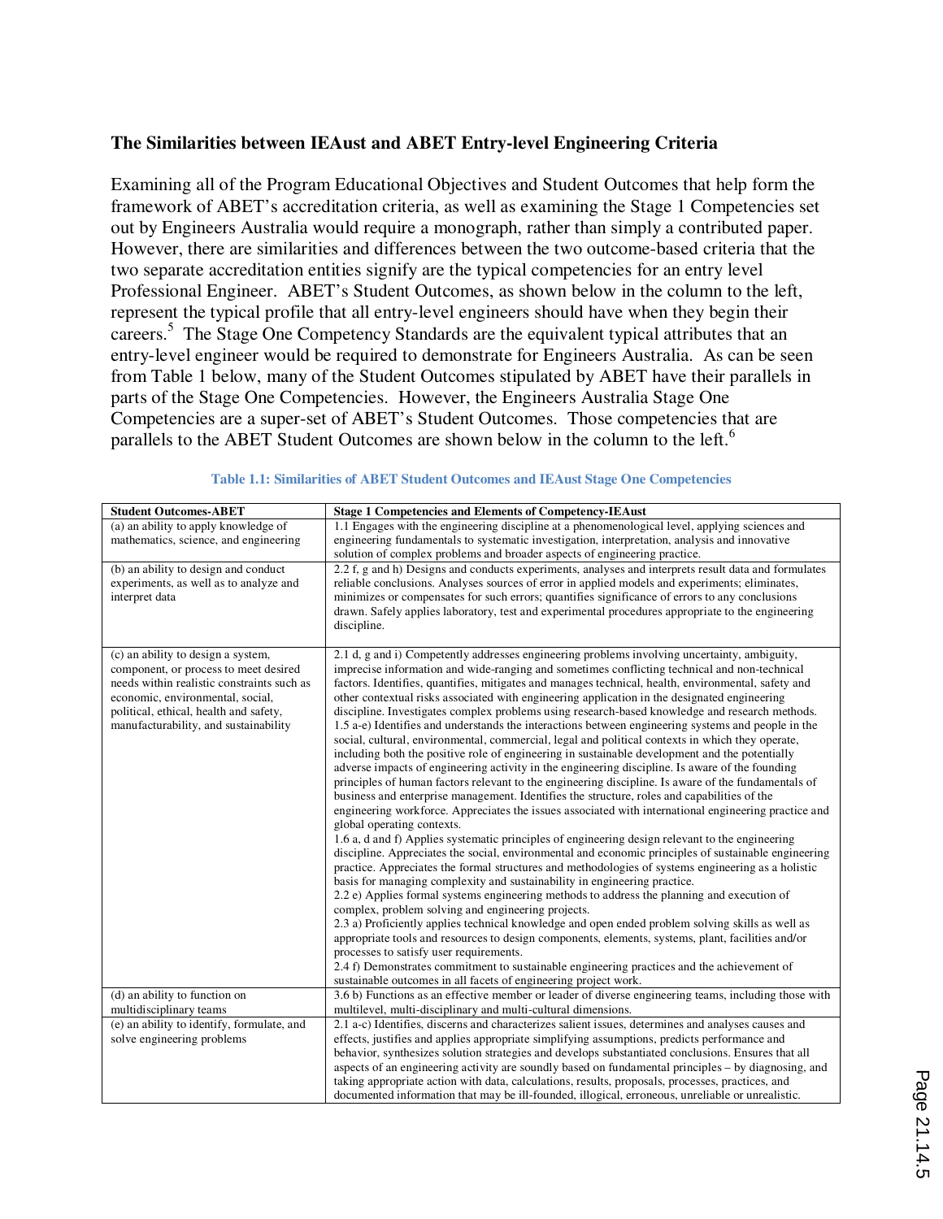### The Similarities between IEAust and ABET Entry-level Engineering Criteria

Examining all of the Program Educational Objectives and Student Outcomes that help form the framework of ABET's accreditation criteria, as well as examining the Stage 1 Competencies set out by Engineers Australia would require a monograph, rather than simply a contributed paper. However, there are similarities and differences between the two outcome-based criteria that the two separate accreditation entities signify are the typical competencies for an entry level Professional Engineer. ABET's Student Outcomes, as shown below in the column to the left, represent the typical profile that all entry-level engineers should have when they begin their careers.[5] The Stage One Competency Standards are the equivalent typical attributes that an entry-level engineer would be required to demonstrate for Engineers Australia. As can be seen from Table 1 below, many of the Student Outcomes stipulated by ABET have their parallels in parts of the Stage One Competencies. However, the Engineers Australia Stage One Competencies are a super-set of ABET's Student Outcomes. Those competencies that are parallels to the ABET Student Outcomes are shown below in the column to the left.[6]

**Table 1.1: Similarities of ABET Student Outcomes and IEAust Stage One Competencies**

| Student Outcomes-ABET | Stage 1 Competencies and Elements of Competency-IEAust |
|---|---|
| (a) an ability to apply knowledge of mathematics, science, and engineering | 1.1 Engages with the engineering discipline at a phenomenological level, applying sciences and engineering fundamentals to systematic investigation, interpretation, analysis and innovative solution of complex problems and broader aspects of engineering practice. |
| (b) an ability to design and conduct experiments, as well as to analyze and interpret data | 2.2 f, g and h) Designs and conducts experiments, analyses and interprets result data and formulates reliable conclusions. Analyses sources of error in applied models and experiments; eliminates, minimizes or compensates for such errors; quantifies significance of errors to any conclusions drawn. Safely applies laboratory, test and experimental procedures appropriate to the engineering discipline. |
| (c) an ability to design a system, component, or process to meet desired needs within realistic constraints such as economic, environmental, social, political, ethical, health and safety, manufacturability, and sustainability | 2.1 d, g and i) Competently addresses engineering problems involving uncertainty, ambiguity, imprecise information and wide-ranging and sometimes conflicting technical and non-technical factors. Identifies, quantifies, mitigates and manages technical, health, environmental, safety and other contextual risks associated with engineering application in the designated engineering discipline. Investigates complex problems using research-based knowledge and research methods.<br>1.5 a-e) Identifies and understands the interactions between engineering systems and people in the social, cultural, environmental, commercial, legal and political contexts in which they operate, including both the positive role of engineering in sustainable development and the potentially adverse impacts of engineering activity in the engineering discipline. Is aware of the founding principles of human factors relevant to the engineering discipline. Is aware of the fundamentals of business and enterprise management. Identifies the structure, roles and capabilities of the engineering workforce. Appreciates the issues associated with international engineering practice and global operating contexts.<br>1.6 a, d and f) Applies systematic principles of engineering design relevant to the engineering discipline. Appreciates the social, environmental and economic principles of sustainable engineering practice. Appreciates the formal structures and methodologies of systems engineering as a holistic basis for managing complexity and sustainability in engineering practice.<br>2.2 e) Applies formal systems engineering methods to address the planning and execution of complex, problem solving and engineering projects.<br>2.3 a) Proficiently applies technical knowledge and open ended problem solving skills as well as appropriate tools and resources to design components, elements, systems, plant, facilities and/or processes to satisfy user requirements.<br>2.4 f) Demonstrates commitment to sustainable engineering practices and the achievement of sustainable outcomes in all facets of engineering project work. |
| (d) an ability to function on multidisciplinary teams | 3.6 b) Functions as an effective member or leader of diverse engineering teams, including those with multilevel, multi-disciplinary and multi-cultural dimensions. |
| (e) an ability to identify, formulate, and solve engineering problems | 2.1 a-c) Identifies, discerns and characterizes salient issues, determines and analyses causes and effects, justifies and applies appropriate simplifying assumptions, predicts performance and behavior, synthesizes solution strategies and develops substantiated conclusions. Ensures that all aspects of an engineering activity are soundly based on fundamental principles – by diagnosing, and taking appropriate action with data, calculations, results, proposals, processes, practices, and documented information that may be ill-founded, illogical, erroneous, unreliable or unrealistic. |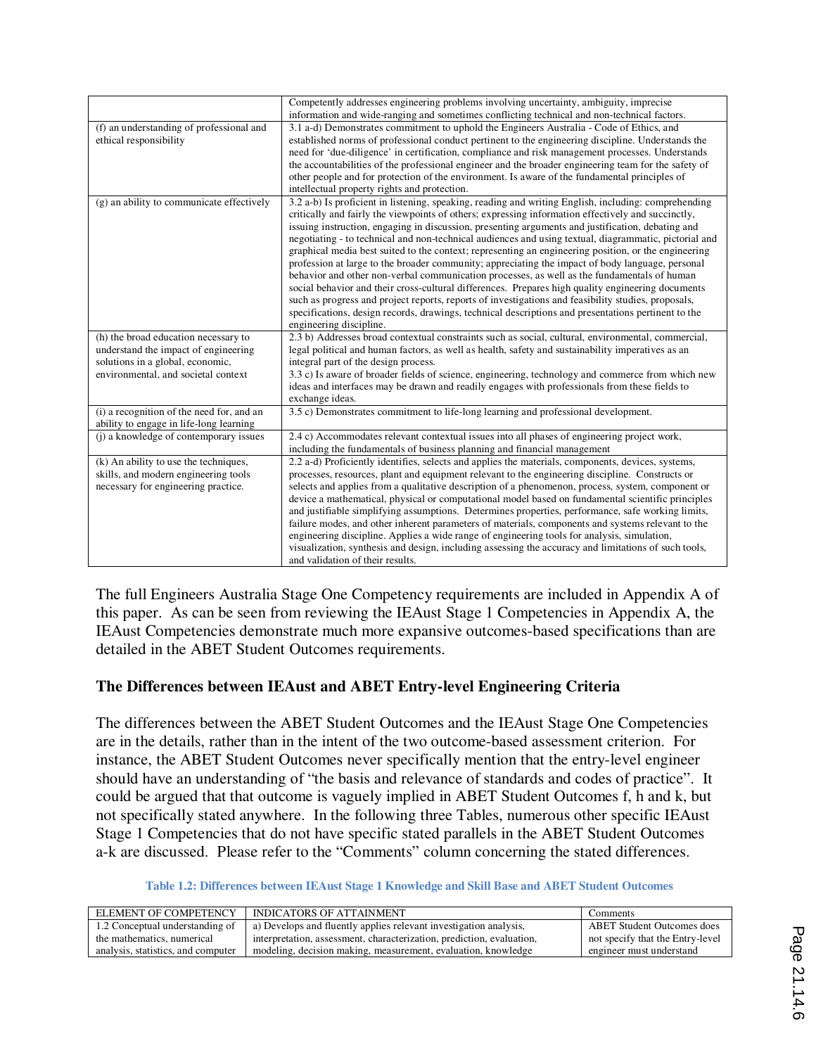| | |
|---|---|
| | Competently addresses engineering problems involving uncertainty, ambiguity, imprecise information and wide-ranging and sometimes conflicting technical and non-technical factors. |
| (f) an understanding of professional and ethical responsibility | 3.1 a-d) Demonstrates commitment to uphold the Engineers Australia - Code of Ethics, and established norms of professional conduct pertinent to the engineering discipline. Understands the need for 'due-diligence' in certification, compliance and risk management processes. Understands the accountabilities of the professional engineer and the broader engineering team for the safety of other people and for the protection of the environment. Is aware of the fundamental principles of intellectual property rights and protection. |
| (g) an ability to communicate effectively | 3.2 a-b) Is proficient in listening, speaking, reading and writing English, including: comprehending critically and fairly the viewpoints of others; expressing information effectively and succinctly, issuing instruction, engaging in discussion, presenting arguments and justification, debating and negotiating - to technical and non-technical audiences and using textual, diagrammatic, pictorial and graphical media best suited to the context; representing an engineering position, or the engineering profession at large to the broader community; appreciating the impact of body language, personal behavior and other non-verbal communication processes, as well as the fundamentals of human social behavior and their cross-cultural differences. Prepares high quality engineering documents such as progress and project reports, reports of investigations and feasibility studies, proposals, specifications, design records, drawings, technical descriptions and presentations pertinent to the engineering discipline. |
| (h) the broad education necessary to understand the impact of engineering solutions in a global, economic, environmental, and societal context | 2.3 b) Addresses broad contextual constraints such as social, cultural, environmental, commercial, legal political and human factors, as well as health, safety and sustainability imperatives as an integral part of the design process.<br>3.3 c) Is aware of broader fields of science, engineering, technology and commerce from which new ideas and interfaces may be drawn and readily engages with professionals from these fields to exchange ideas. |
| (i) a recognition of the need for, and an ability to engage in life-long learning | 3.5 c) Demonstrates commitment to life-long learning and professional development. |
| (j) a knowledge of contemporary issues | 2.4 c) Accommodates relevant contextual issues into all phases of engineering project work, including the fundamentals of business planning and financial management |
| (k) An ability to use the techniques, skills, and modern engineering tools necessary for engineering practice. | 2.2 a-d) Proficiently identifies, selects and applies the materials, components, devices, systems, processes, resources, plant and equipment relevant to the engineering discipline. Constructs or selects and applies from a qualitative description of a phenomenon, process, system, component or device a mathematical, physical or computational model based on fundamental scientific principles and justifiable simplifying assumptions. Determines properties, performance, safe working limits, failure modes, and other inherent parameters of materials, components and systems relevant to the engineering discipline. Applies a wide range of engineering tools for analysis, simulation, visualization, synthesis and design, including assessing the accuracy and limitations of such tools, and validation of their results. |

The full Engineers Australia Stage One Competency requirements are included in Appendix A of this paper. As can be seen from reviewing the IEAust Stage 1 Competencies in Appendix A, the IEAust Competencies demonstrate much more expansive outcomes-based specifications than are detailed in the ABET Student Outcomes requirements.

### The Differences between IEAust and ABET Entry-level Engineering Criteria

The differences between the ABET Student Outcomes and the IEAust Stage One Competencies are in the details, rather than in the intent of the two outcome-based assessment criterion. For instance, the ABET Student Outcomes never specifically mention that the entry-level engineer should have an understanding of "the basis and relevance of standards and codes of practice". It could be argued that that outcome is vaguely implied in ABET Student Outcomes f, h and k, but not specifically stated anywhere. In the following three Tables, numerous other specific IEAust Stage 1 Competencies that do not have specific stated parallels in the ABET Student Outcomes a-k are discussed. Please refer to the "Comments" column concerning the stated differences.

**Table 1.2: Differences between IEAust Stage 1 Knowledge and Skill Base and ABET Student Outcomes**

| ELEMENT OF COMPETENCY | INDICATORS OF ATTAINMENT | Comments |
|---|---|---|
| 1.2 Conceptual understanding of the mathematics, numerical analysis, statistics, and computer | a) Develops and fluently applies relevant investigation analysis, interpretation, assessment, characterization, prediction, evaluation, modeling, decision making, measurement, evaluation, knowledge | ABET Student Outcomes does not specify that the Entry-level engineer must understand |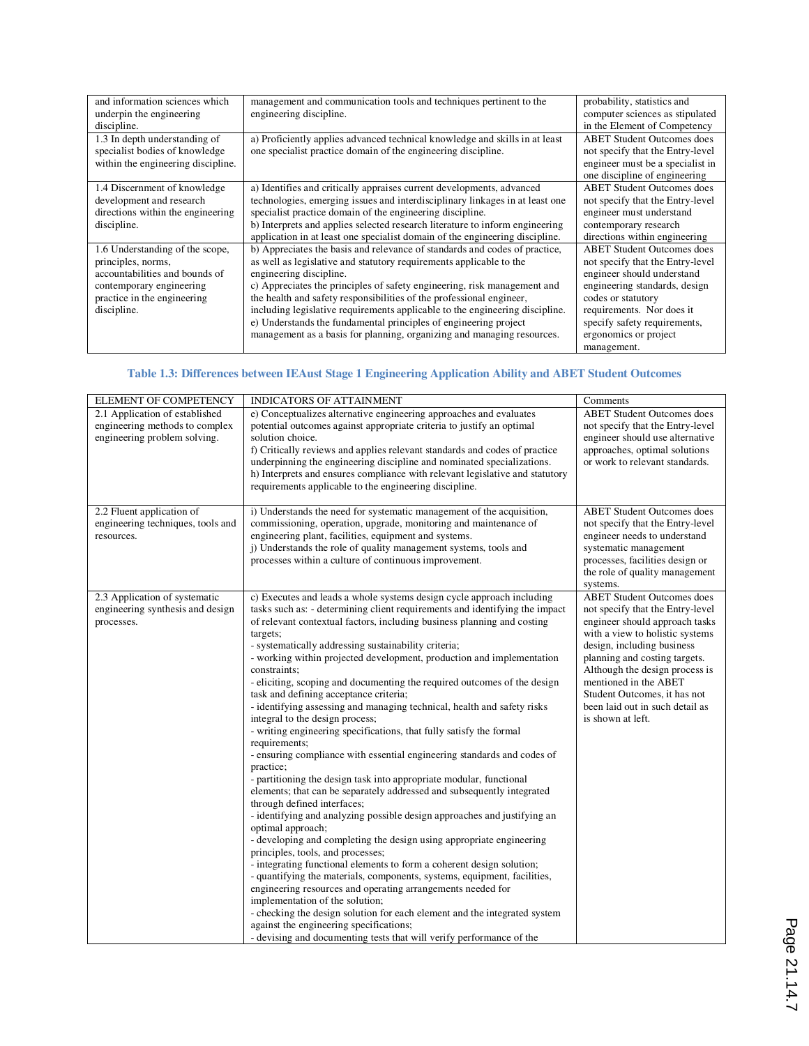| | | |
|---|---|---|
| and information sciences which underpin the engineering discipline. | management and communication tools and techniques pertinent to the engineering discipline. | probability, statistics and computer sciences as stipulated in the Element of Competency |
| 1.3 In depth understanding of specialist bodies of knowledge within the engineering discipline. | a) Proficiently applies advanced technical knowledge and skills in at least one specialist practice domain of the engineering discipline. | ABET Student Outcomes does not specify that the Entry-level engineer must be a specialist in one discipline of engineering |
| 1.4 Discernment of knowledge development and research directions within the engineering discipline. | a) Identifies and critically appraises current developments, advanced technologies, emerging issues and interdisciplinary linkages in at least one specialist practice domain of the engineering discipline.<br>b) Interprets and applies selected research literature to inform engineering application in at least one specialist domain of the engineering discipline. | ABET Student Outcomes does not specify that the Entry-level engineer must understand contemporary research directions within engineering |
| 1.6 Understanding of the scope, principles, norms, accountabilities and bounds of contemporary engineering practice in the engineering discipline. | b) Appreciates the basis and relevance of standards and codes of practice, as well as legislative and statutory requirements applicable to the engineering discipline.<br>c) Appreciates the principles of safety engineering, risk management and the health and safety responsibilities of the professional engineer, including legislative requirements applicable to the engineering discipline.<br>e) Understands the fundamental principles of engineering project management as a basis for planning, organizing and managing resources. | ABET Student Outcomes does not specify that the Entry-level engineer should understand engineering standards, design codes or statutory requirements. Nor does it specify safety requirements, ergonomics or project management. |

**Table 1.3: Differences between IEAust Stage 1 Engineering Application Ability and ABET Student Outcomes**

| ELEMENT OF COMPETENCY | INDICATORS OF ATTAINMENT | Comments |
|---|---|---|
| 2.1 Application of established engineering methods to complex engineering problem solving. | e) Conceptualizes alternative engineering approaches and evaluates potential outcomes against appropriate criteria to justify an optimal solution choice.<br>f) Critically reviews and applies relevant standards and codes of practice underpinning the engineering discipline and nominated specializations.<br>h) Interprets and ensures compliance with relevant legislative and statutory requirements applicable to the engineering discipline. | ABET Student Outcomes does not specify that the Entry-level engineer should use alternative approaches, optimal solutions or work to relevant standards. |
| 2.2 Fluent application of engineering techniques, tools and resources. | i) Understands the need for systematic management of the acquisition, commissioning, operation, upgrade, monitoring and maintenance of engineering plant, facilities, equipment and systems.<br>j) Understands the role of quality management systems, tools and processes within a culture of continuous improvement. | ABET Student Outcomes does not specify that the Entry-level engineer needs to understand systematic management processes, facilities design or the role of quality management systems. |
| 2.3 Application of systematic engineering synthesis and design processes. | c) Executes and leads a whole systems design cycle approach including tasks such as: - determining client requirements and identifying the impact of relevant contextual factors, including business planning and costing targets;<br>- systematically addressing sustainability criteria;<br>- working within projected development, production and implementation constraints;<br>- eliciting, scoping and documenting the required outcomes of the design task and defining acceptance criteria;<br>- identifying assessing and managing technical, health and safety risks integral to the design process;<br>- writing engineering specifications, that fully satisfy the formal requirements;<br>- ensuring compliance with essential engineering standards and codes of practice;<br>- partitioning the design task into appropriate modular, functional elements; that can be separately addressed and subsequently integrated through defined interfaces;<br>- identifying and analyzing possible design approaches and justifying an optimal approach;<br>- developing and completing the design using appropriate engineering principles, tools, and processes;<br>- integrating functional elements to form a coherent design solution;<br>- quantifying the materials, components, systems, equipment, facilities, engineering resources and operating arrangements needed for implementation of the solution;<br>- checking the design solution for each element and the integrated system against the engineering specifications;<br>- devising and documenting tests that will verify performance of the | ABET Student Outcomes does not specify that the Entry-level engineer should approach tasks with a view to holistic systems design, including business planning and costing targets. Although the design process is mentioned in the ABET Student Outcomes, it has not been laid out in such detail as is shown at left. |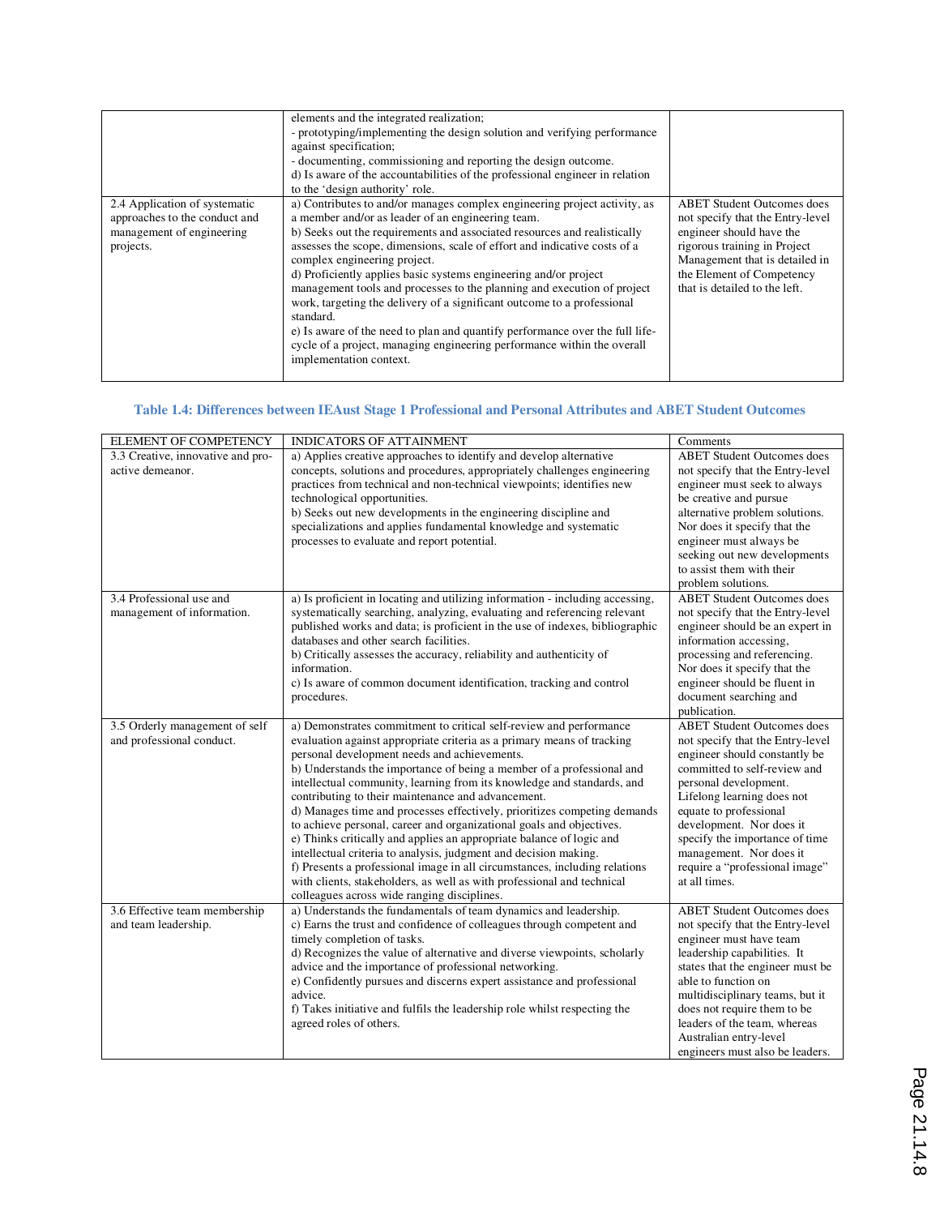| | | |
|---|---|---|
| | elements and the integrated realization;<br>- prototyping/implementing the design solution and verifying performance against specification;<br>- documenting, commissioning and reporting the design outcome.<br>d) Is aware of the accountabilities of the professional engineer in relation to the 'design authority' role. | |
| 2.4 Application of systematic approaches to the conduct and management of engineering projects. | a) Contributes to and/or manages complex engineering project activity, as a member and/or as leader of an engineering team.<br>b) Seeks out the requirements and associated resources and realistically assesses the scope, dimensions, scale of effort and indicative costs of a complex engineering project.<br>d) Proficiently applies basic systems engineering and/or project management tools and processes to the planning and execution of project work, targeting the delivery of a significant outcome to a professional standard.<br>e) Is aware of the need to plan and quantify performance over the full life-cycle of a project, managing engineering performance within the overall implementation context. | ABET Student Outcomes does not specify that the Entry-level engineer should have the rigorous training in Project Management that is detailed in the Element of Competency that is detailed to the left. |

**Table 1.4: Differences between IEAust Stage 1 Professional and Personal Attributes and ABET Student Outcomes**

| ELEMENT OF COMPETENCY | INDICATORS OF ATTAINMENT | Comments |
|---|---|---|
| 3.3 Creative, innovative and pro-active demeanor. | a) Applies creative approaches to identify and develop alternative concepts, solutions and procedures, appropriately challenges engineering practices from technical and non-technical viewpoints; identifies new technological opportunities.<br>b) Seeks out new developments in the engineering discipline and specializations and applies fundamental knowledge and systematic processes to evaluate and report potential. | ABET Student Outcomes does not specify that the Entry-level engineer must seek to always be creative and pursue alternative problem solutions. Nor does it specify that the engineer must always be seeking out new developments to assist them with their problem solutions. |
| 3.4 Professional use and management of information. | a) Is proficient in locating and utilizing information - including accessing, systematically searching, analyzing, evaluating and referencing relevant published works and data; is proficient in the use of indexes, bibliographic databases and other search facilities.<br>b) Critically assesses the accuracy, reliability and authenticity of information.<br>c) Is aware of common document identification, tracking and control procedures. | ABET Student Outcomes does not specify that the Entry-level engineer should be an expert in information accessing, processing and referencing. Nor does it specify that the engineer should be fluent in document searching and publication. |
| 3.5 Orderly management of self and professional conduct. | a) Demonstrates commitment to critical self-review and performance evaluation against appropriate criteria as a primary means of tracking personal development needs and achievements.<br>b) Understands the importance of being a member of a professional and intellectual community, learning from its knowledge and standards, and contributing to their maintenance and advancement.<br>d) Manages time and processes effectively, prioritizes competing demands to achieve personal, career and organizational goals and objectives.<br>e) Thinks critically and applies an appropriate balance of logic and intellectual criteria to analysis, judgment and decision making.<br>f) Presents a professional image in all circumstances, including relations with clients, stakeholders, as well as with professional and technical colleagues across wide ranging disciplines. | ABET Student Outcomes does not specify that the Entry-level engineer should constantly be committed to self-review and personal development. Lifelong learning does not equate to professional development. Nor does it specify the importance of time management. Nor does it require a "professional image" at all times. |
| 3.6 Effective team membership and team leadership. | a) Understands the fundamentals of team dynamics and leadership.<br>c) Earns the trust and confidence of colleagues through competent and timely completion of tasks.<br>d) Recognizes the value of alternative and diverse viewpoints, scholarly advice and the importance of professional networking.<br>e) Confidently pursues and discerns expert assistance and professional advice.<br>f) Takes initiative and fulfils the leadership role whilst respecting the agreed roles of others. | ABET Student Outcomes does not specify that the Entry-level engineer must have team leadership capabilities. It states that the engineer must be able to function on multidisciplinary teams, but it does not require them to be leaders of the team, whereas Australian entry-level engineers must also be leaders. |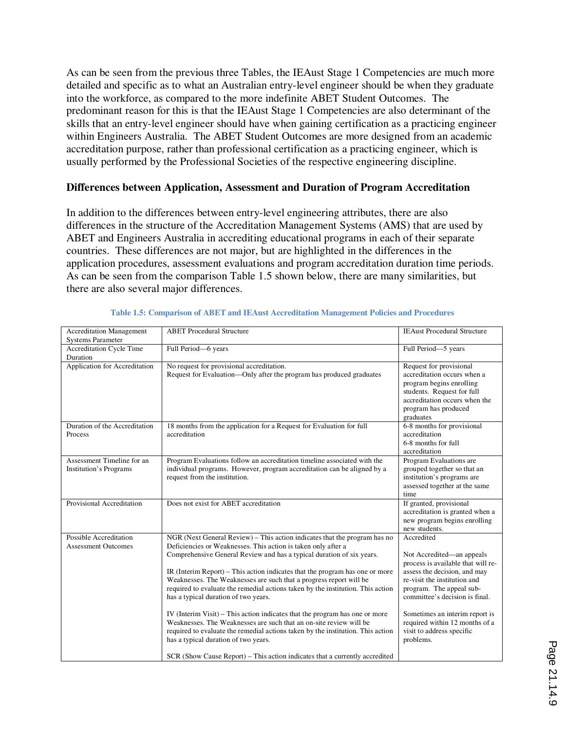As can be seen from the previous three Tables, the IEAust Stage 1 Competencies are much more detailed and specific as to what an Australian entry-level engineer should be when they graduate into the workforce, as compared to the more indefinite ABET Student Outcomes. The predominant reason for this is that the IEAust Stage 1 Competencies are also determinant of the skills that an entry-level engineer should have when gaining certification as a practicing engineer within Engineers Australia. The ABET Student Outcomes are more designed from an academic accreditation purpose, rather than professional certification as a practicing engineer, which is usually performed by the Professional Societies of the respective engineering discipline.

**Differences between Application, Assessment and Duration of Program Accreditation**

In addition to the differences between entry-level engineering attributes, there are also differences in the structure of the Accreditation Management Systems (AMS) that are used by ABET and Engineers Australia in accrediting educational programs in each of their separate countries. These differences are not major, but are highlighted in the differences in the application procedures, assessment evaluations and program accreditation duration time periods. As can be seen from the comparison Table 1.5 shown below, there are many similarities, but there are also several major differences.

**Table 1.5: Comparison of ABET and IEAust Accreditation Management Policies and Procedures**

| Accreditation Management Systems Parameter | ABET Procedural Structure | IEAust Procedural Structure |
|---|---|---|
| Accreditation Cycle Time Duration | Full Period—6 years | Full Period—5 years |
| Application for Accreditation | No request for provisional accreditation.<br>Request for Evaluation—Only after the program has produced graduates | Request for provisional accreditation occurs when a program begins enrolling students. Request for full accreditation occurs when the program has produced graduates |
| Duration of the Accreditation Process | 18 months from the application for a Request for Evaluation for full accreditation | 6-8 months for provisional accreditation<br>6-8 months for full accreditation |
| Assessment Timeline for an Institution's Programs | Program Evaluations follow an accreditation timeline associated with the individual programs. However, program accreditation can be aligned by a request from the institution. | Program Evaluations are grouped together so that an institution's programs are assessed together at the same time |
| Provisional Accreditation | Does not exist for ABET accreditation | If granted, provisional accreditation is granted when a new program begins enrolling new students. |
| Possible Accreditation Assessment Outcomes | NGR (Next General Review) – This action indicates that the program has no Deficiencies or Weaknesses. This action is taken only after a Comprehensive General Review and has a typical duration of six years.<br><br>IR (Interim Report) – This action indicates that the program has one or more Weaknesses. The Weaknesses are such that a progress report will be required to evaluate the remedial actions taken by the institution. This action has a typical duration of two years.<br><br>IV (Interim Visit) – This action indicates that the program has one or more Weaknesses. The Weaknesses are such that an on-site review will be required to evaluate the remedial actions taken by the institution. This action has a typical duration of two years.<br><br>SCR (Show Cause Report) – This action indicates that a currently accredited | Accredited<br><br>Not Accredited—an appeals process is available that will re-assess the decision, and may re-visit the institution and program. The appeal sub-committee's decision is final.<br><br>Sometimes an interim report is required within 12 months of a visit to address specific problems. |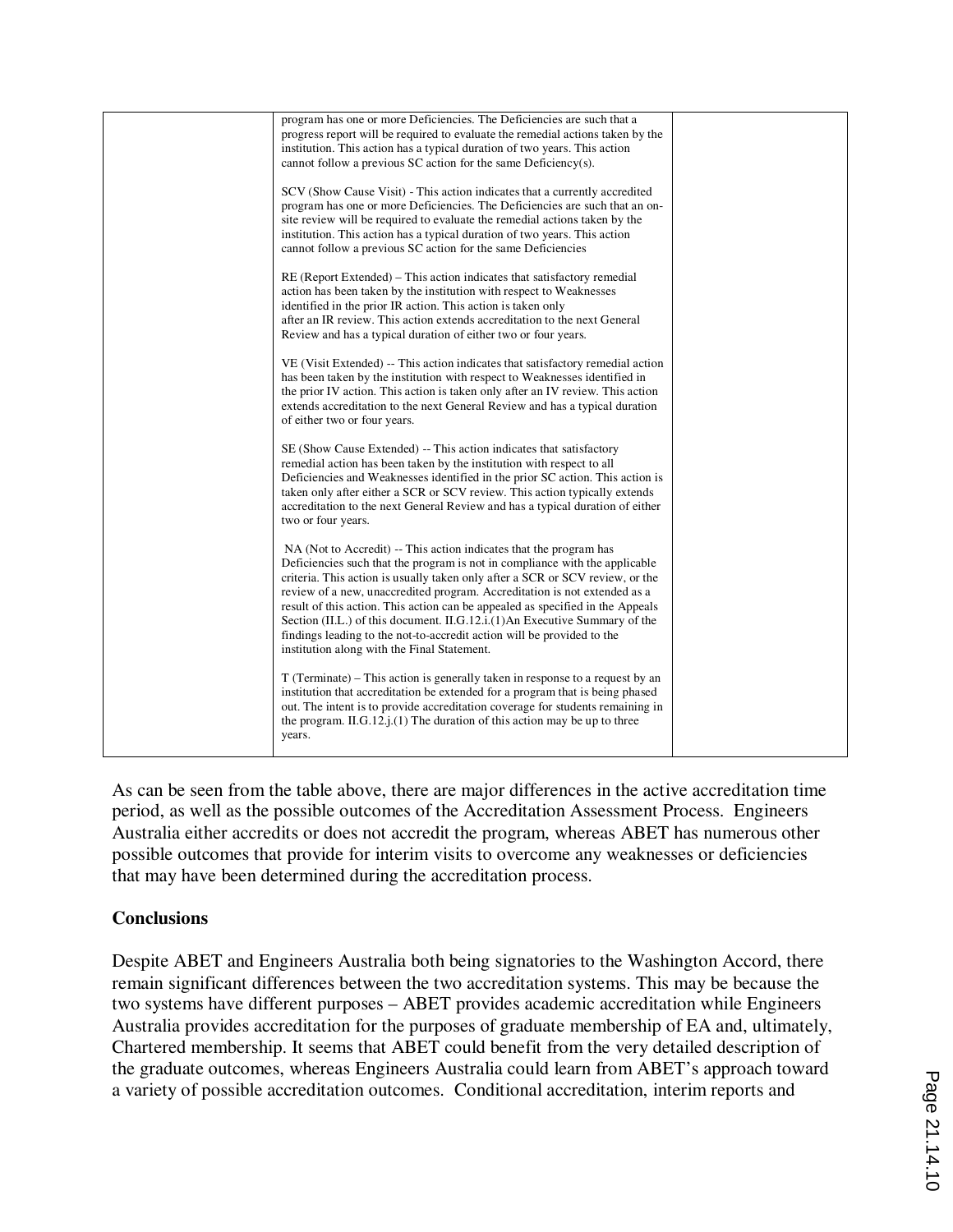| | | |
|---|---|---|
| | program has one or more Deficiencies. The Deficiencies are such that a progress report will be required to evaluate the remedial actions taken by the institution. This action has a typical duration of two years. This action cannot follow a previous SC action for the same Deficiency(s).<br><br>SCV (Show Cause Visit) - This action indicates that a currently accredited program has one or more Deficiencies. The Deficiencies are such that an on-site review will be required to evaluate the remedial actions taken by the institution. This action has a typical duration of two years. This action cannot follow a previous SC action for the same Deficiencies<br><br>RE (Report Extended) – This action indicates that satisfactory remedial action has been taken by the institution with respect to Weaknesses identified in the prior IR action. This action is taken only after an IR review. This action extends accreditation to the next General Review and has a typical duration of either two or four years.<br><br>VE (Visit Extended) -- This action indicates that satisfactory remedial action has been taken by the institution with respect to Weaknesses identified in the prior IV action. This action is taken only after an IV review. This action extends accreditation to the next General Review and has a typical duration of either two or four years.<br><br>SE (Show Cause Extended) -- This action indicates that satisfactory remedial action has been taken by the institution with respect to all Deficiencies and Weaknesses identified in the prior SC action. This action is taken only after either a SCR or SCV review. This action typically extends accreditation to the next General Review and has a typical duration of either two or four years.<br><br>NA (Not to Accredit) -- This action indicates that the program has Deficiencies such that the program is not in compliance with the applicable criteria. This action is usually taken only after a SCR or SCV review, or the review of a new, unaccredited program. Accreditation is not extended as a result of this action. This action can be appealed as specified in the Appeals Section (II.L.) of this document. II.G.12.i.(1)An Executive Summary of the findings leading to the not-to-accredit action will be provided to the institution along with the Final Statement.<br><br>T (Terminate) – This action is generally taken in response to a request by an institution that accreditation be extended for a program that is being phased out. The intent is to provide accreditation coverage for students remaining in the program. II.G.12.j.(1) The duration of this action may be up to three years. | |

As can be seen from the table above, there are major differences in the active accreditation time period, as well as the possible outcomes of the Accreditation Assessment Process. Engineers Australia either accredits or does not accredit the program, whereas ABET has numerous other possible outcomes that provide for interim visits to overcome any weaknesses or deficiencies that may have been determined during the accreditation process.

## Conclusions

Despite ABET and Engineers Australia both being signatories to the Washington Accord, there remain significant differences between the two accreditation systems. This may be because the two systems have different purposes – ABET provides academic accreditation while Engineers Australia provides accreditation for the purposes of graduate membership of EA and, ultimately, Chartered membership. It seems that ABET could benefit from the very detailed description of the graduate outcomes, whereas Engineers Australia could learn from ABET's approach toward a variety of possible accreditation outcomes. Conditional accreditation, interim reports and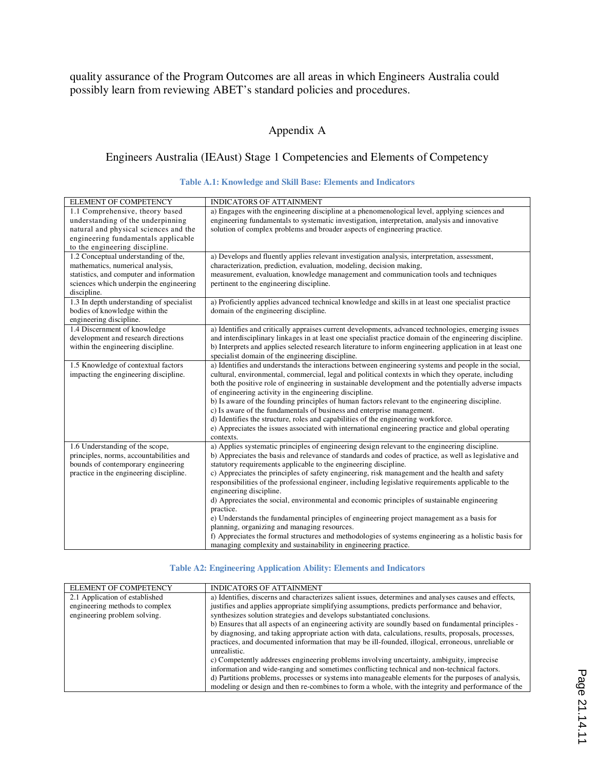quality assurance of the Program Outcomes are all areas in which Engineers Australia could possibly learn from reviewing ABET's standard policies and procedures.

## Appendix A

## Engineers Australia (IEAust) Stage 1 Competencies and Elements of Competency

**Table A.1: Knowledge and Skill Base: Elements and Indicators**

| ELEMENT OF COMPETENCY | INDICATORS OF ATTAINMENT |
|---|---|
| 1.1 Comprehensive, theory based understanding of the underpinning natural and physical sciences and the engineering fundamentals applicable to the engineering discipline. | a) Engages with the engineering discipline at a phenomenological level, applying sciences and engineering fundamentals to systematic investigation, interpretation, analysis and innovative solution of complex problems and broader aspects of engineering practice. |
| 1.2 Conceptual understanding of the, mathematics, numerical analysis, statistics, and computer and information sciences which underpin the engineering discipline. | a) Develops and fluently applies relevant investigation analysis, interpretation, assessment, characterization, prediction, evaluation, modeling, decision making, measurement, evaluation, knowledge management and communication tools and techniques pertinent to the engineering discipline. |
| 1.3 In depth understanding of specialist bodies of knowledge within the engineering discipline. | a) Proficiently applies advanced technical knowledge and skills in at least one specialist practice domain of the engineering discipline. |
| 1.4 Discernment of knowledge development and research directions within the engineering discipline. | a) Identifies and critically appraises current developments, advanced technologies, emerging issues and interdisciplinary linkages in at least one specialist practice domain of the engineering discipline.<br>b) Interprets and applies selected research literature to inform engineering application in at least one specialist domain of the engineering discipline. |
| 1.5 Knowledge of contextual factors impacting the engineering discipline. | a) Identifies and understands the interactions between engineering systems and people in the social, cultural, environmental, commercial, legal and political contexts in which they operate, including both the positive role of engineering in sustainable development and the potentially adverse impacts of engineering activity in the engineering discipline.<br>b) Is aware of the founding principles of human factors relevant to the engineering discipline.<br>c) Is aware of the fundamentals of business and enterprise management.<br>d) Identifies the structure, roles and capabilities of the engineering workforce.<br>e) Appreciates the issues associated with international engineering practice and global operating contexts. |
| 1.6 Understanding of the scope, principles, norms, accountabilities and bounds of contemporary engineering practice in the engineering discipline. | a) Applies systematic principles of engineering design relevant to the engineering discipline.<br>b) Appreciates the basis and relevance of standards and codes of practice, as well as legislative and statutory requirements applicable to the engineering discipline.<br>c) Appreciates the principles of safety engineering, risk management and the health and safety responsibilities of the professional engineer, including legislative requirements applicable to the engineering discipline.<br>d) Appreciates the social, environmental and economic principles of sustainable engineering practice.<br>e) Understands the fundamental principles of engineering project management as a basis for planning, organizing and managing resources.<br>f) Appreciates the formal structures and methodologies of systems engineering as a holistic basis for managing complexity and sustainability in engineering practice. |

**Table A2: Engineering Application Ability: Elements and Indicators**

| ELEMENT OF COMPETENCY | INDICATORS OF ATTAINMENT |
|---|---|
| 2.1 Application of established engineering methods to complex engineering problem solving. | a) Identifies, discerns and characterizes salient issues, determines and analyses causes and effects, justifies and applies appropriate simplifying assumptions, predicts performance and behavior, synthesizes solution strategies and develops substantiated conclusions.<br>b) Ensures that all aspects of an engineering activity are soundly based on fundamental principles - by diagnosing, and taking appropriate action with data, calculations, results, proposals, processes, practices, and documented information that may be ill-founded, illogical, erroneous, unreliable or unrealistic.<br>c) Competently addresses engineering problems involving uncertainty, ambiguity, imprecise information and wide-ranging and sometimes conflicting technical and non-technical factors.<br>d) Partitions problems, processes or systems into manageable elements for the purposes of analysis, modeling or design and then re-combines to form a whole, with the integrity and performance of the |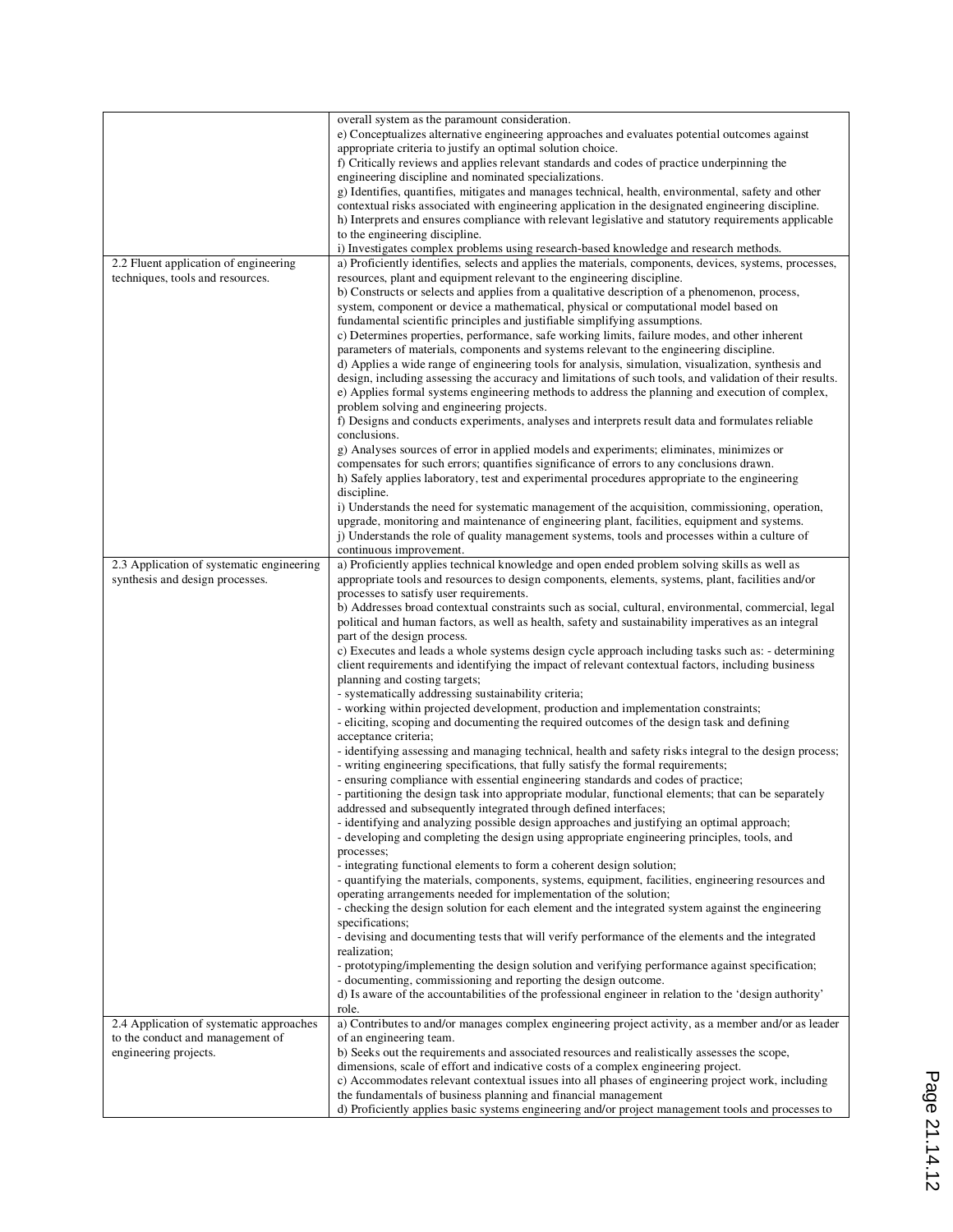| | |
|---|---|
| | overall system as the paramount consideration.<br>e) Conceptualizes alternative engineering approaches and evaluates potential outcomes against appropriate criteria to justify an optimal solution choice.<br>f) Critically reviews and applies relevant standards and codes of practice underpinning the engineering discipline and nominated specializations.<br>g) Identifies, quantifies, mitigates and manages technical, health, environmental, safety and other contextual risks associated with engineering application in the designated engineering discipline.<br>h) Interprets and ensures compliance with relevant legislative and statutory requirements applicable to the engineering discipline.<br>i) Investigates complex problems using research-based knowledge and research methods. |
| 2.2 Fluent application of engineering techniques, tools and resources. | a) Proficiently identifies, selects and applies the materials, components, devices, systems, processes, resources, plant and equipment relevant to the engineering discipline.<br>b) Constructs or selects and applies from a qualitative description of a phenomenon, process, system, component or device a mathematical, physical or computational model based on fundamental scientific principles and justifiable simplifying assumptions.<br>c) Determines properties, performance, safe working limits, failure modes, and other inherent parameters of materials, components and systems relevant to the engineering discipline.<br>d) Applies a wide range of engineering tools for analysis, simulation, visualization, synthesis and design, including assessing the accuracy and limitations of such tools, and validation of their results.<br>e) Applies formal systems engineering methods to address the planning and execution of complex, problem solving and engineering projects.<br>f) Designs and conducts experiments, analyses and interprets result data and formulates reliable conclusions.<br>g) Analyses sources of error in applied models and experiments; eliminates, minimizes or compensates for such errors; quantifies significance of errors to any conclusions drawn.<br>h) Safely applies laboratory, test and experimental procedures appropriate to the engineering discipline.<br>i) Understands the need for systematic management of the acquisition, commissioning, operation, upgrade, monitoring and maintenance of engineering plant, facilities, equipment and systems.<br>j) Understands the role of quality management systems, tools and processes within a culture of continuous improvement. |
| 2.3 Application of systematic engineering synthesis and design processes. | a) Proficiently applies technical knowledge and open ended problem solving skills as well as appropriate tools and resources to design components, elements, systems, plant, facilities and/or processes to satisfy user requirements.<br>b) Addresses broad contextual constraints such as social, cultural, environmental, commercial, legal political and human factors, as well as health, safety and sustainability imperatives as an integral part of the design process.<br>c) Executes and leads a whole systems design cycle approach including tasks such as: - determining client requirements and identifying the impact of relevant contextual factors, including business planning and costing targets;<br>- systematically addressing sustainability criteria;<br>- working within projected development, production and implementation constraints;<br>- eliciting, scoping and documenting the required outcomes of the design task and defining acceptance criteria;<br>- identifying assessing and managing technical, health and safety risks integral to the design process;<br>- writing engineering specifications, that fully satisfy the formal requirements;<br>- ensuring compliance with essential engineering standards and codes of practice;<br>- partitioning the design task into appropriate modular, functional elements; that can be separately addressed and subsequently integrated through defined interfaces;<br>- identifying and analyzing possible design approaches and justifying an optimal approach;<br>- developing and completing the design using appropriate engineering principles, tools, and processes;<br>- integrating functional elements to form a coherent design solution;<br>- quantifying the materials, components, systems, equipment, facilities, engineering resources and operating arrangements needed for implementation of the solution;<br>- checking the design solution for each element and the integrated system against the engineering specifications;<br>- devising and documenting tests that will verify performance of the elements and the integrated realization;<br>- prototyping/implementing the design solution and verifying performance against specification;<br>- documenting, commissioning and reporting the design outcome.<br>d) Is aware of the accountabilities of the professional engineer in relation to the 'design authority' role. |
| 2.4 Application of systematic approaches to the conduct and management of engineering projects. | a) Contributes to and/or manages complex engineering project activity, as a member and/or as leader of an engineering team.<br>b) Seeks out the requirements and associated resources and realistically assesses the scope, dimensions, scale of effort and indicative costs of a complex engineering project.<br>c) Accommodates relevant contextual issues into all phases of engineering project work, including the fundamentals of business planning and financial management<br>d) Proficiently applies basic systems engineering and/or project management tools and processes to |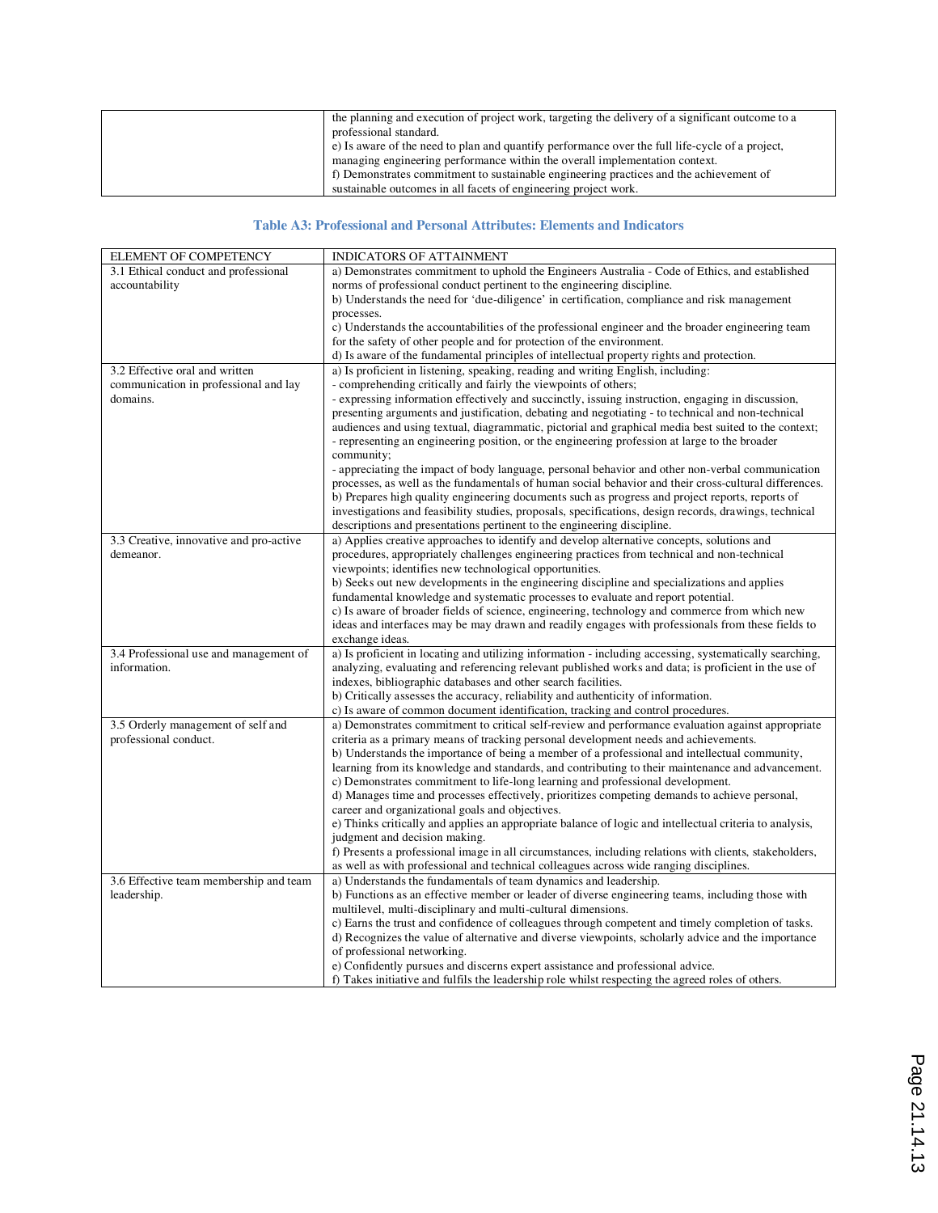| | |
|---|---|
| | the planning and execution of project work, targeting the delivery of a significant outcome to a professional standard.<br>e) Is aware of the need to plan and quantify performance over the full life-cycle of a project, managing engineering performance within the overall implementation context.<br>f) Demonstrates commitment to sustainable engineering practices and the achievement of sustainable outcomes in all facets of engineering project work. |

**Table A3: Professional and Personal Attributes: Elements and Indicators**

| ELEMENT OF COMPETENCY | INDICATORS OF ATTAINMENT |
|---|---|
| 3.1 Ethical conduct and professional accountability | a) Demonstrates commitment to uphold the Engineers Australia - Code of Ethics, and established norms of professional conduct pertinent to the engineering discipline.<br>b) Understands the need for 'due-diligence' in certification, compliance and risk management processes.<br>c) Understands the accountabilities of the professional engineer and the broader engineering team for the safety of other people and for protection of the environment.<br>d) Is aware of the fundamental principles of intellectual property rights and protection. |
| 3.2 Effective oral and written communication in professional and lay domains. | a) Is proficient in listening, speaking, reading and writing English, including:<br>- comprehending critically and fairly the viewpoints of others;<br>- expressing information effectively and succinctly, issuing instruction, engaging in discussion, presenting arguments and justification, debating and negotiating - to technical and non-technical audiences and using textual, diagrammatic, pictorial and graphical media best suited to the context;<br>- representing an engineering position, or the engineering profession at large to the broader community;<br>- appreciating the impact of body language, personal behavior and other non-verbal communication processes, as well as the fundamentals of human social behavior and their cross-cultural differences.<br>b) Prepares high quality engineering documents such as progress and project reports, reports of investigations and feasibility studies, proposals, specifications, design records, drawings, technical descriptions and presentations pertinent to the engineering discipline. |
| 3.3 Creative, innovative and pro-active demeanor. | a) Applies creative approaches to identify and develop alternative concepts, solutions and procedures, appropriately challenges engineering practices from technical and non-technical viewpoints; identifies new technological opportunities.<br>b) Seeks out new developments in the engineering discipline and specializations and applies fundamental knowledge and systematic processes to evaluate and report potential.<br>c) Is aware of broader fields of science, engineering, technology and commerce from which new ideas and interfaces may be may drawn and readily engages with professionals from these fields to exchange ideas. |
| 3.4 Professional use and management of information. | a) Is proficient in locating and utilizing information - including accessing, systematically searching, analyzing, evaluating and referencing relevant published works and data; is proficient in the use of indexes, bibliographic databases and other search facilities.<br>b) Critically assesses the accuracy, reliability and authenticity of information.<br>c) Is aware of common document identification, tracking and control procedures. |
| 3.5 Orderly management of self and professional conduct. | a) Demonstrates commitment to critical self-review and performance evaluation against appropriate criteria as a primary means of tracking personal development needs and achievements.<br>b) Understands the importance of being a member of a professional and intellectual community, learning from its knowledge and standards, and contributing to their maintenance and advancement.<br>c) Demonstrates commitment to life-long learning and professional development.<br>d) Manages time and processes effectively, prioritizes competing demands to achieve personal, career and organizational goals and objectives.<br>e) Thinks critically and applies an appropriate balance of logic and intellectual criteria to analysis, judgment and decision making.<br>f) Presents a professional image in all circumstances, including relations with clients, stakeholders, as well as with professional and technical colleagues across wide ranging disciplines. |
| 3.6 Effective team membership and team leadership. | a) Understands the fundamentals of team dynamics and leadership.<br>b) Functions as an effective member or leader of diverse engineering teams, including those with multilevel, multi-disciplinary and multi-cultural dimensions.<br>c) Earns the trust and confidence of colleagues through competent and timely completion of tasks.<br>d) Recognizes the value of alternative and diverse viewpoints, scholarly advice and the importance of professional networking.<br>e) Confidently pursues and discerns expert assistance and professional advice.<br>f) Takes initiative and fulfils the leadership role whilst respecting the agreed roles of others. |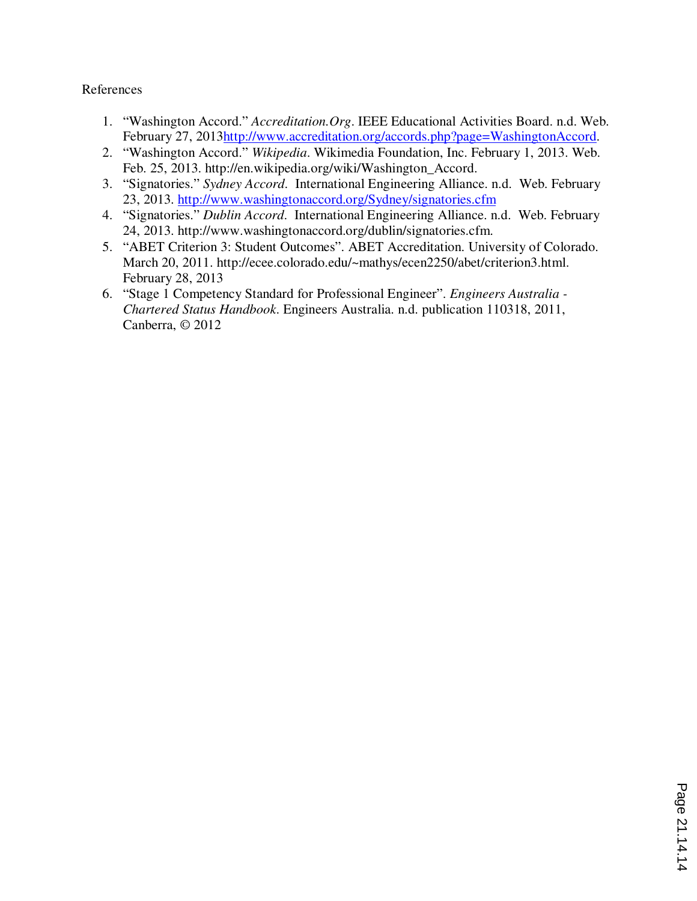References

1. "Washington Accord." *Accreditation.Org*. IEEE Educational Activities Board. n.d. Web. February 27, 2013http://www.accreditation.org/accords.php?page=WashingtonAccord.
2. "Washington Accord." *Wikipedia*. Wikimedia Foundation, Inc. February 1, 2013. Web. Feb. 25, 2013. http://en.wikipedia.org/wiki/Washington_Accord.
3. "Signatories." *Sydney Accord*. International Engineering Alliance. n.d. Web. February 23, 2013. http://www.washingtonaccord.org/Sydney/signatories.cfm
4. "Signatories." *Dublin Accord*. International Engineering Alliance. n.d. Web. February 24, 2013. http://www.washingtonaccord.org/dublin/signatories.cfm.
5. "ABET Criterion 3: Student Outcomes". ABET Accreditation. University of Colorado. March 20, 2011. http://ecee.colorado.edu/~mathys/ecen2250/abet/criterion3.html. February 28, 2013
6. "Stage 1 Competency Standard for Professional Engineer". *Engineers Australia - Chartered Status Handbook*. Engineers Australia. n.d. publication 110318, 2011, Canberra, © 2012